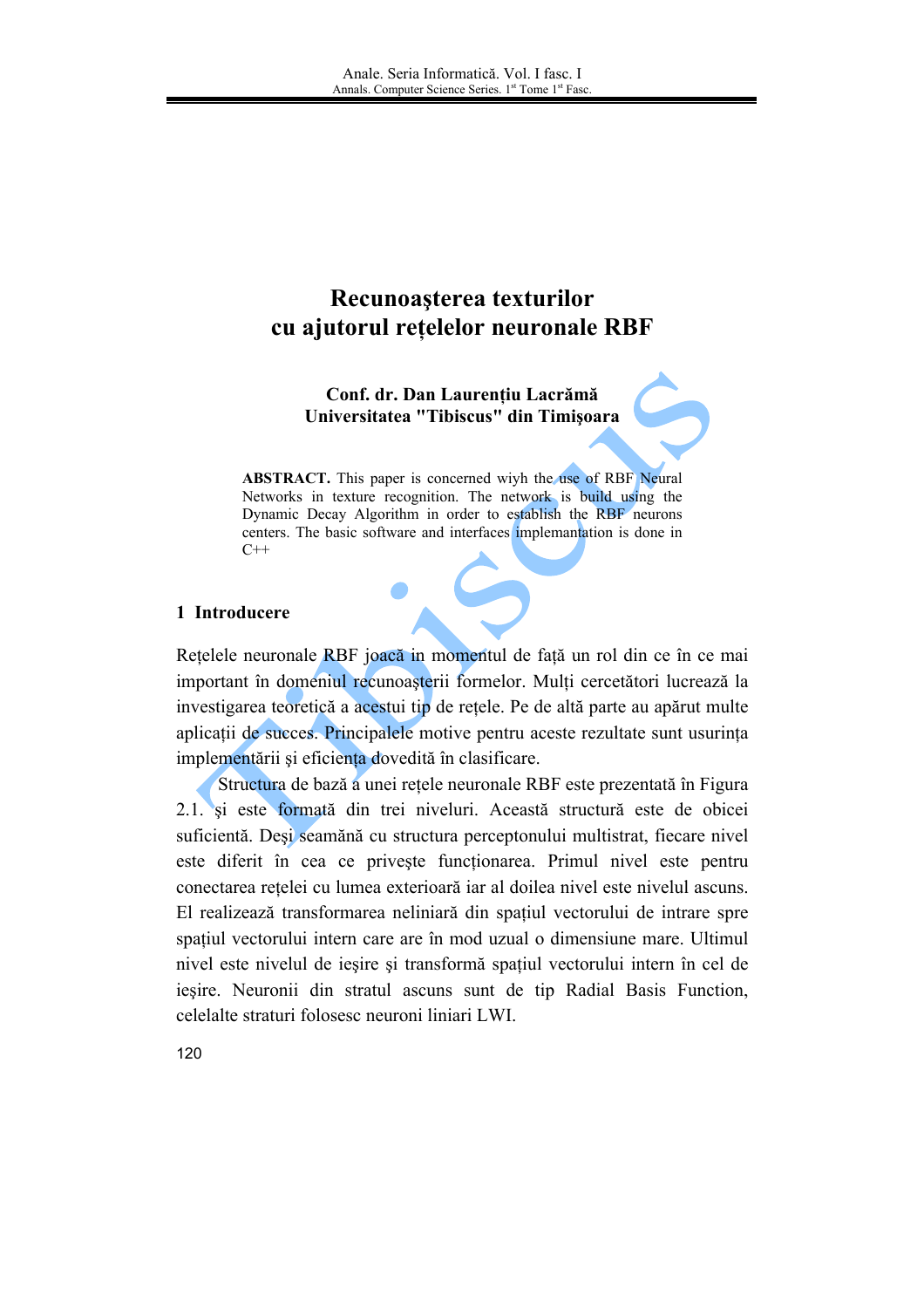# Recunoaşterea texturilor cu ajutorul reţelelor neuronale RBF

**Conf. dr. Dan Laurenţiu Lacrămă**
**Universitatea "Tibiscus" din Timişoara**

**ABSTRACT.** This paper is concerned wiyh the use of RBF Neural Networks in texture recognition. The network is build using the Dynamic Decay Algorithm in order to establish the RBF neurons centers. The basic software and interfaces implemantation is done in C++

## 1 Introducere

Reţelele neuronale RBF joacă in momentul de faţă un rol din ce în ce mai important în domeniul recunoaşterii formelor. Mulţi cercetători lucrează la investigarea teoretică a acestui tip de reţele. Pe de altă parte au apărut multe aplicaţii de succes. Principalele motive pentru aceste rezultate sunt usurinţa implementării şi eficienţa dovedită în clasificare.

Structura de bază a unei reţele neuronale RBF este prezentată în Figura 2.1. şi este formată din trei niveluri. Această structură este de obicei suficientă. Deşi seamănă cu structura perceptonului multistrat, fiecare nivel este diferit în cea ce priveşte funcţionarea. Primul nivel este pentru conectarea reţelei cu lumea exterioară iar al doilea nivel este nivelul ascuns. El realizează transformarea neliniară din spaţiul vectorului de intrare spre spaţiul vectorului intern care are în mod uzual o dimensiune mare. Ultimul nivel este nivelul de ieşire şi transformă spaţiul vectorului intern în cel de ieşire. Neuronii din stratul ascuns sunt de tip Radial Basis Function, celelalte straturi folosesc neuroni liniari LWI.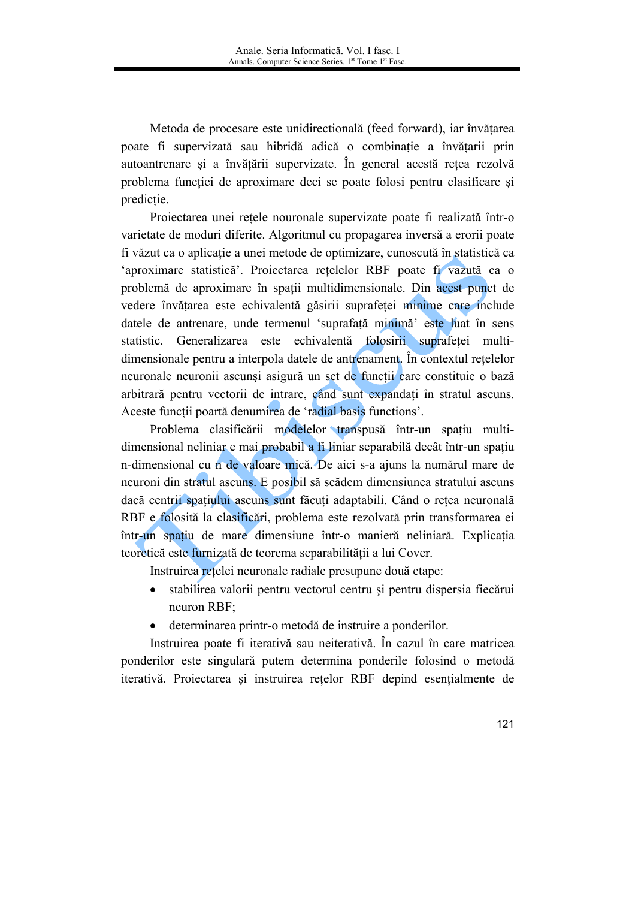Metoda de procesare este unidirectională (feed forward), iar învățarea poate fi supervizată sau hibridă adică o combinație a învățarii prin autoantrenare şi a învățării supervizate. În general această rețea rezolvă problema funcției de aproximare deci se poate folosi pentru clasificare şi predicție.

Proiectarea unei rețele nouronale supervizate poate fi realizată într-o varietate de moduri diferite. Algoritmul cu propagarea inversă a erorii poate fi văzut ca o aplicație a unei metode de optimizare, cunoscută în statistică ca 'aproximare statistică'. Proiectarea rețelelor RBF poate fi văzută ca o problemă de aproximare în spații multidimensionale. Din acest punct de vedere învățarea este echivalentă găsirii suprafeței minime care include datele de antrenare, unde termenul 'suprafață minimă' este luat în sens statistic. Generalizarea este echivalentă folosirii suprafeței multi-dimensionale pentru a interpola datele de antrenament. În contextul rețelelor neuronale neuronii ascunşi asigură un set de funcții care constituie o bază arbitrară pentru vectorii de intrare, când sunt expandați în stratul ascuns. Aceste funcții poartă denumirea de 'radial basis functions'.

Problema clasificării modelelor transpusă într-un spațiu multi-dimensional neliniar e mai probabil a fi liniar separabilă decât într-un spațiu n-dimensional cu n de valoare mică. De aici s-a ajuns la numărul mare de neuroni din stratul ascuns. E posibil să scădem dimensiunea stratului ascuns dacă centrii spațiului ascuns sunt făcuți adaptabili. Când o rețea neuronală RBF e folosită la clasificări, problema este rezolvată prin transformarea ei într-un spațiu de mare dimensiune într-o manieră neliniară. Explicația teoretică este furnizată de teorema separabilității a lui Cover.

Instruirea rețelei neuronale radiale presupune două etape:

- stabilirea valorii pentru vectorul centru şi pentru dispersia fiecărui neuron RBF;
- determinarea printr-o metodă de instruire a ponderilor.

Instruirea poate fi iterativă sau neiterativă. În cazul în care matricea ponderilor este singulară putem determina ponderile folosind o metodă iterativă. Proiectarea şi instruirea rețelor RBF depind esențialmente de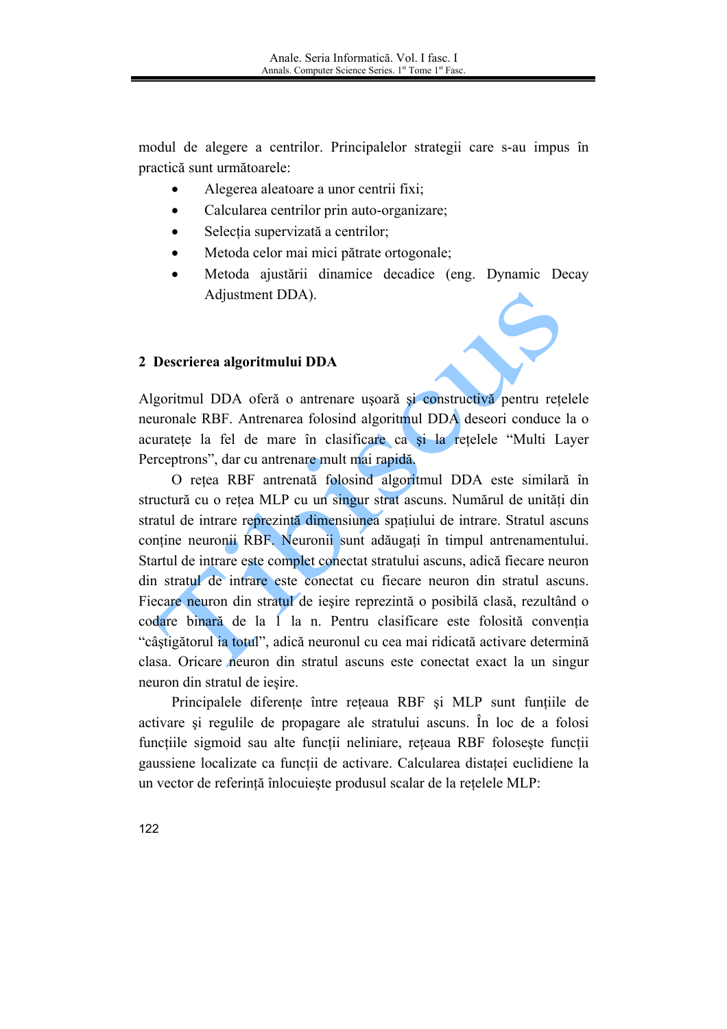modul de alegere a centrilor. Principalelor strategii care s-au impus în practică sunt următoarele:

- Alegerea aleatoare a unor centrii fixi;
- Calcularea centrilor prin auto-organizare;
- Selecția supervizată a centrilor;
- Metoda celor mai mici pătrate ortogonale;
- Metoda ajustării dinamice decadice (eng. Dynamic Decay Adjustment DDA).

## 2 Descrierea algoritmului DDA

Algoritmul DDA oferă o antrenare uşoară şi constructivă pentru rețelele neuronale RBF. Antrenarea folosind algoritmul DDA deseori conduce la o acuratețe la fel de mare în clasificare ca şi la rețelele "Multi Layer Perceptrons", dar cu antrenare mult mai rapidă.

O rețea RBF antrenată folosind algoritmul DDA este similară în structură cu o rețea MLP cu un singur strat ascuns. Numărul de unități din stratul de intrare reprezintă dimensiunea spațiului de intrare. Stratul ascuns conține neuronii RBF. Neuronii sunt adăugați în timpul antrenamentului. Startul de intrare este complet conectat stratului ascuns, adică fiecare neuron din stratul de intrare este conectat cu fiecare neuron din stratul ascuns. Fiecare neuron din stratul de ieşire reprezintă o posibilă clasă, rezultând o codare binară de la 1 la n. Pentru clasificare este folosită convenția "câştigătorul ia totul", adică neuronul cu cea mai ridicată activare determină clasa. Oricare neuron din stratul ascuns este conectat exact la un singur neuron din stratul de ieşire.

Principalele diferențe între rețeaua RBF şi MLP sunt funțiile de activare şi regulile de propagare ale stratului ascuns. În loc de a folosi funcțiile sigmoid sau alte funcții neliniare, rețeaua RBF foloseşte funcții gaussiene localizate ca funcții de activare. Calcularea distației euclidiene la un vector de referință înlocuieşte produsul scalar de la rețelele MLP: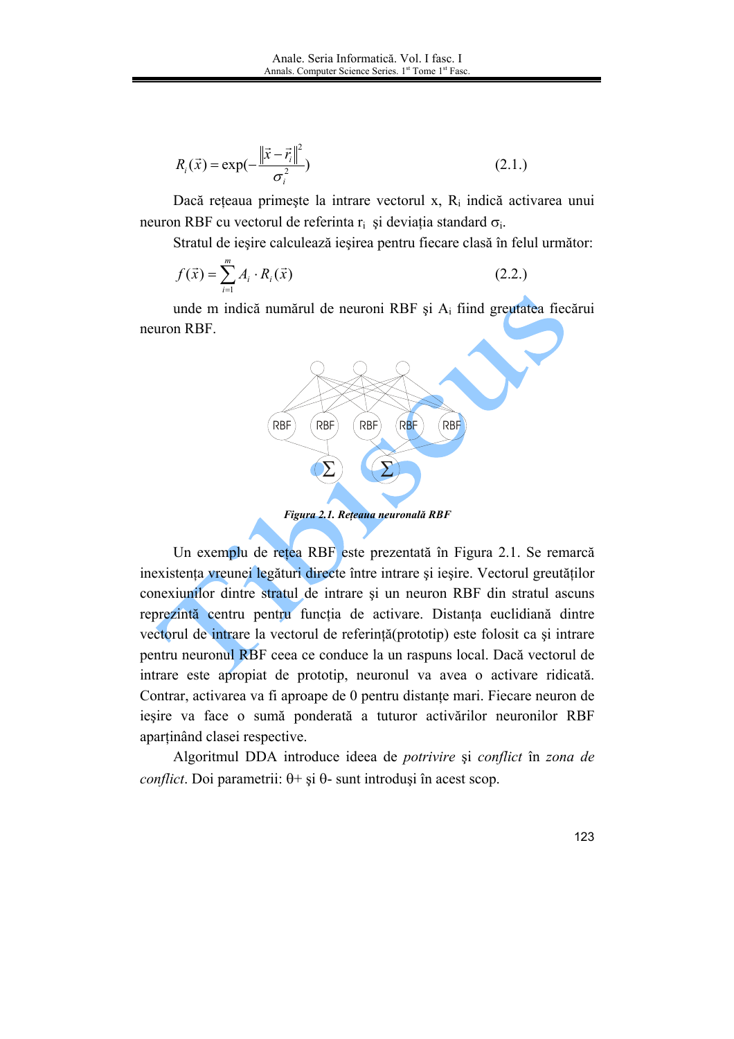$$R_i(\vec{x}) = \exp\left(-\frac{\|\vec{x}-\vec{r}_i\|^2}{\sigma_i^2}\right) \quad (2.1.)$$

Dacă reţeaua primeşte la intrare vectorul x, $R_i$ indică activarea unui neuron RBF cu vectorul de referinta $r_i$ şi deviaţia standard $\sigma_i$.

Stratul de ieşire calculează ieşirea pentru fiecare clasă în felul următor:

$$f(\vec{x}) = \sum_{i=1}^{m} A_i \cdot R_i(\vec{x}) \quad (2.2.)$$

unde m indică numărul de neuroni RBF şi $A_i$ fiind greutatea fiecărui neuron RBF.

***Figura 2.1. Reţeaua neuronală RBF***

Un exemplu de reţea RBF este prezentată în Figura 2.1. Se remarcă inexistenţa vreunei legături directe între intrare şi ieşire. Vectorul greutăţilor conexiunilor dintre stratul de intrare şi un neuron RBF din stratul ascuns reprezintă centru pentru funcţia de activare. Distanţa euclidiană dintre vectorul de intrare la vectorul de referinţă(prototip) este folosit ca şi intrare pentru neuronul RBF ceea ce conduce la un raspuns local. Dacă vectorul de intrare este apropiat de prototip, neuronul va avea o activare ridicată. Contrar, activarea va fi aproape de 0 pentru distanţe mari. Fiecare neuron de ieşire va face o sumă ponderată a tuturor activărilor neuronilor RBF aparţinând clasei respective.

Algoritmul DDA introduce ideea de *potrivire* şi *conflict* în *zona de conflict*. Doi parametrii: θ+ şi θ- sunt introduşi în acest scop.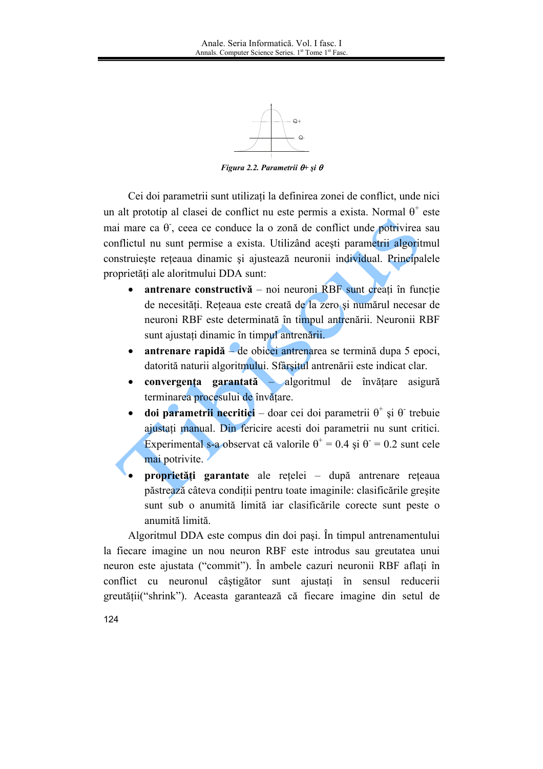*Figura 2.2. Parametrii θ+ şi θ*

Cei doi parametrii sunt utilizați la definirea zonei de conflict, unde nici un alt prototip al clasei de conflict nu este permis a exista. Normal $\theta^{+}$ este mai mare ca $\theta^{-}$, ceea ce conduce la o zonă de conflict unde potrivirea sau conflictul nu sunt permise a exista. Utilizând aceşti parametrii algoritmul construieşte rețeaua dinamic şi ajustează neuronii individual. Principalele proprietăți ale aloritmului DDA sunt:

- **antrenare constructivă** – noi neuroni RBF sunt creați în funcție de necesități. Rețeaua este creată de la zero şi numărul necesar de neuroni RBF este determinată în timpul antrenării. Neuronii RBF sunt ajustați dinamic în timpul antrenării.
- **antrenare rapidă** – de obicei antrenarea se termină dupa 5 epoci, datorită naturii algoritmului. Sfârşitul antrenării este indicat clar.
- **convergența garantată** – algoritmul de învățare asigură terminarea procesului de învățare.
- **doi parametrii necritici** – doar cei doi parametrii $\theta^{+}$ şi $\theta^{-}$ trebuie ajustați manual. Din fericire acesti doi parametrii nu sunt critici. Experimental s-a observat că valorile $\theta^{+} = 0.4$ şi $\theta^{-} = 0.2$ sunt cele mai potrivite.
- **proprietăți garantate** ale rețelei – după antrenare rețeaua păstrează câteva condiții pentru toate imaginile: clasificările greşite sunt sub o anumită limită iar clasificările corecte sunt peste o anumită limită.

Algoritmul DDA este compus din doi paşi. În timpul antrenamentului la fiecare imagine un nou neuron RBF este introdus sau greutatea unui neuron este ajustata ("commit"). În ambele cazuri neuronii RBF aflați în conflict cu neuronul câştigător sunt ajustați în sensul reducerii greutății("shrink"). Aceasta garantează că fiecare imagine din setul de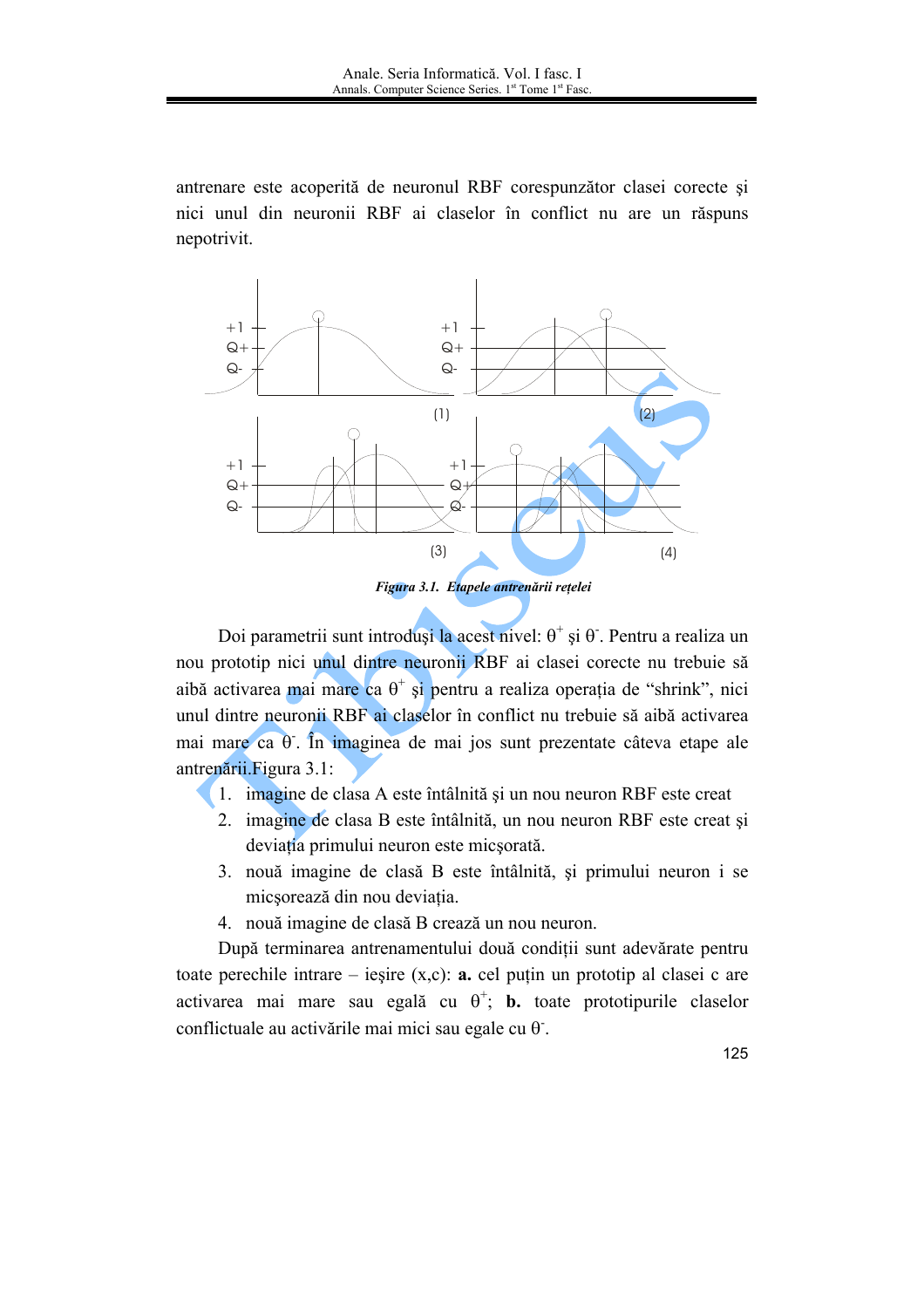antrenare este acoperită de neuronul RBF corespunzător clasei corecte şi nici unul din neuronii RBF ai claselor în conflict nu are un răspuns nepotrivit.

*Figura 3.1. Etapele antrenării reţelei*

Doi parametrii sunt introduşi la acest nivel: $\theta^+$ şi $\theta^-$. Pentru a realiza un nou prototip nici unul dintre neuronii RBF ai clasei corecte nu trebuie să aibă activarea mai mare ca $\theta^+$ şi pentru a realiza operaţia de "shrink", nici unul dintre neuronii RBF ai claselor în conflict nu trebuie să aibă activarea mai mare ca $\theta^-$. În imaginea de mai jos sunt prezentate câteva etape ale antrenării.Figura 3.1:

1. imagine de clasa A este întâlnită şi un nou neuron RBF este creat
2. imagine de clasa B este întâlnită, un nou neuron RBF este creat şi deviaţia primului neuron este micşorată.
3. nouă imagine de clasă B este întâlnită, şi primului neuron i se micşorează din nou deviaţia.
4. nouă imagine de clasă B crează un nou neuron.

După terminarea antrenamentului două condiţii sunt adevărate pentru toate perechile intrare – ieşire (x,c): **a.** cel puţin un prototip al clasei c are activarea mai mare sau egală cu $\theta^+$; **b.** toate prototipurile claselor conflictuale au activările mai mici sau egale cu $\theta^-$.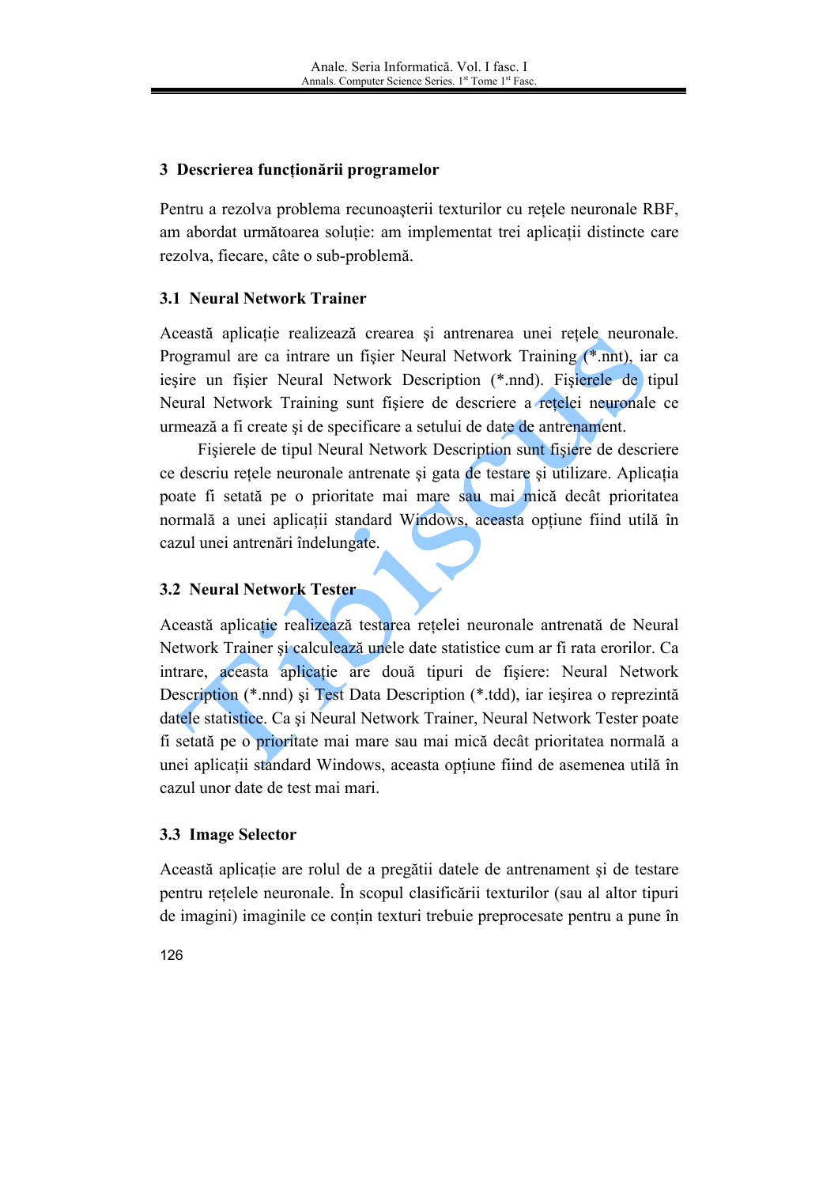## 3 Descrierea funcționării programelor

Pentru a rezolva problema recunoașterii texturilor cu rețele neuronale RBF, am abordat următoarea soluție: am implementat trei aplicații distincte care rezolva, fiecare, câte o sub-problemă.

### 3.1 Neural Network Trainer

Această aplicație realizează crearea și antrenarea unei rețele neuronale. Programul are ca intrare un fișier Neural Network Training (*.nnt), iar ca ieșire un fișier Neural Network Description (*.nnd). Fișierele de tipul Neural Network Training sunt fișiere de descriere a rețelei neuronale ce urmează a fi create și de specificare a setului de date de antrenament.

Fișierele de tipul Neural Network Description sunt fișiere de descriere ce descriu rețele neuronale antrenate și gata de testare și utilizare. Aplicația poate fi setată pe o prioritate mai mare sau mai mică decât prioritatea normală a unei aplicații standard Windows, aceasta opțiune fiind utilă în cazul unei antrenări îndelungate.

### 3.2 Neural Network Tester

Această aplicație realizează testarea rețelei neuronale antrenată de Neural Network Trainer și calculează unele date statistice cum ar fi rata erorilor. Ca intrare, aceasta aplicație are două tipuri de fișiere: Neural Network Description (*.nnd) și Test Data Description (*.tdd), iar ieșirea o reprezintă datele statistice. Ca și Neural Network Trainer, Neural Network Tester poate fi setată pe o prioritate mai mare sau mai mică decât prioritatea normală a unei aplicații standard Windows, aceasta opțiune fiind de asemenea utilă în cazul unor date de test mai mari.

### 3.3 Image Selector

Această aplicație are rolul de a pregăti datele de antrenament și de testare pentru rețelele neuronale. În scopul clasificării texturilor (sau al altor tipuri de imagini) imaginile ce conțin texturi trebuie preprocesate pentru a pune în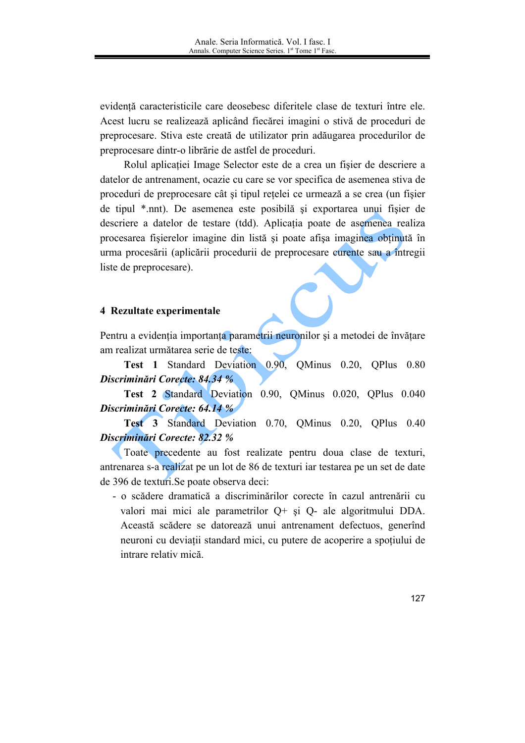evidență caracteristicile care deosebesc diferitele clase de texturi între ele. Acest lucru se realizează aplicând fiecărei imagini o stivă de proceduri de preprocesare. Stiva este creată de utilizator prin adăugarea procedurilor de preprocesare dintr-o librărie de astfel de proceduri.

Rolul aplicației Image Selector este de a crea un fişier de descriere a datelor de antrenament, ocazie cu care se vor specifica de asemenea stiva de proceduri de preprocesare cât şi tipul rețelei ce urmează a se crea (un fişier de tipul *.nnt). De asemenea este posibilă şi exportarea unui fişier de descriere a datelor de testare (tdd). Aplicația poate de asemenea realiza procesarea fişierelor imagine din listă şi poate afişa imaginea obținută în urma procesării (aplicării procedurii de preprocesare curente sau a întregii liste de preprocesare).

## 4 Rezultate experimentale

Pentru a evidenția importanța parametrii neuronilor şi a metodei de învățare am realizat următarea serie de teste:

**Test 1** Standard Deviation 0.90, QMinus 0.20, QPlus 0.80 ***Discriminări Corecte: 84.34 %***

**Test 2** Standard Deviation 0.90, QMinus 0.020, QPlus 0.040 ***Discriminări Corecte: 64.14 %***

**Test 3** Standard Deviation 0.70, QMinus 0.20, QPlus 0.40 ***Discriminări Corecte: 82.32 %***

Toate precedente au fost realizate pentru doua clase de texturi, antrenarea s-a realizat pe un lot de 86 de texturi iar testarea pe un set de date de 396 de texturi.Se poate observa deci:

- o scădere dramatică a discriminărilor corecte în cazul antrenării cu valori mai mici ale parametrilor Q+ şi Q- ale algoritmului DDA. Această scădere se datorează unui antrenament defectuos, generînd neuroni cu deviații standard mici, cu putere de acoperire a spoțiului de intrare relativ mică.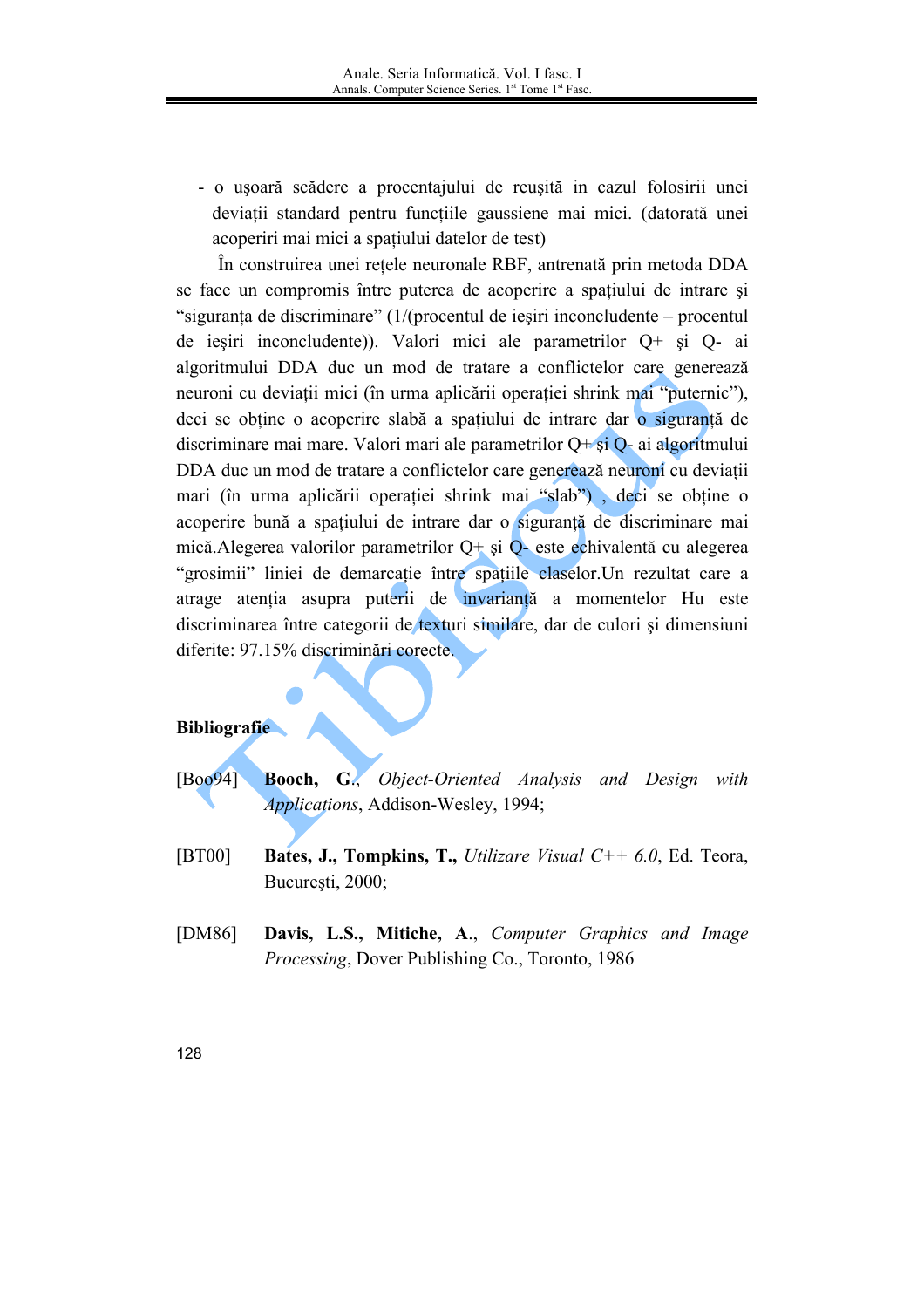- o uşoară scădere a procentajului de reuşită in cazul folosirii unei deviaţii standard pentru funcţiile gaussiene mai mici. (datorată unei acoperiri mai mici a spaţiului datelor de test)

În construirea unei reţele neuronale RBF, antrenată prin metoda DDA se face un compromis între puterea de acoperire a spaţiului de intrare şi "siguranţa de discriminare" (1/(procentul de ieşiri inconcludente – procentul de ieşiri inconcludente)). Valori mici ale parametrilor Q+ şi Q- ai algoritmului DDA duc un mod de tratare a conflictelor care generează neuroni cu deviaţii mici (în urma aplicării operaţiei shrink mai "puternic"), deci se obţine o acoperire slabă a spaţiului de intrare dar o siguranţă de discriminare mai mare. Valori mari ale parametrilor Q+ şi Q- ai algoritmului DDA duc un mod de tratare a conflictelor care generează neuroni cu deviaţii mari (în urma aplicării operaţiei shrink mai "slab") , deci se obţine o acoperire bună a spaţiului de intrare dar o siguranţă de discriminare mai mică.Alegerea valorilor parametrilor Q+ şi Q- este echivalentă cu alegerea "grosimii" liniei de demarcaţie între spaţiile claselor.Un rezultat care a atrage atenţia asupra puterii de invarianţă a momentelor Hu este discriminarea între categorii de texturi similare, dar de culori şi dimensiuni diferite: 97.15% discriminări corecte.

## Bibliografie

[Boo94] **Booch, G.**, *Object-Oriented Analysis and Design with Applications*, Addison-Wesley, 1994;

[BT00] **Bates, J., Tompkins, T.**, *Utilizare Visual C++ 6.0*, Ed. Teora, Bucureşti, 2000;

[DM86] **Davis, L.S., Mitiche, A**., *Computer Graphics and Image Processing*, Dover Publishing Co., Toronto, 1986